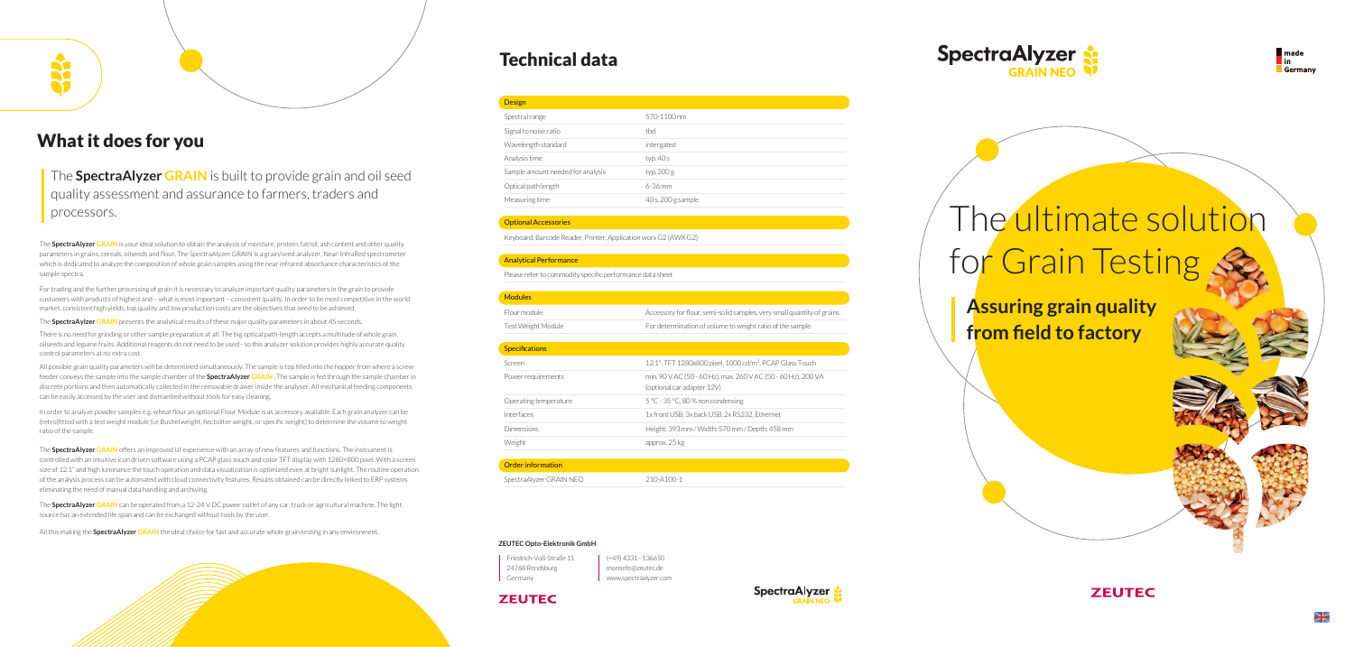# What it does for you

The **SpectraAlyzer GRAIN** is built to provide grain and oil seed quality assessment and assurance to farmers, traders and processors.

The **SpectraAlyzer GRAIN** is your ideal solution to obtain the analysis of moisture, protein, fat/oil, ash content and other quality parameters in grains, cereals, oilseeds and flour. The SpectraAlyzer GRAIN is a grain/seed analyzer, Near-InfraRed spectrometer which is dedicated to analyze the composition of whole grain samples using the near infrared absorbance characteristics of the sample spectra.

For trading and the further processing of grain it is necessary to analyze important quality parameters in the grain to provide customers with products of highest and – what is most important – consistent quality. In order to be most competitive in the world market, consistent high yields, top quality and low production costs are the objectives that need to be achieved.

The **SpectraAlyzer GRAIN** presents the analytical results of these major quality parameters in about 45 seconds.

There is no need for grinding or other sample preparation at all. The big optical path-length accepts a multitude of whole grain, oilseeds and legume fruits. Additional reagents do not need to be used - so this analyzer solution provides highly accurate quality control parameters at no extra cost.

All possible grain quality parameters will be determined simultaneously. The sample is top filled into the hopper from where a screw feeder conveys the sample into the sample chamber of the **SpectraAlyzer GRAIN** . The sample is fed through the sample chamber in discrete portions and then automatically collected in the removable drawer inside the analyser. All mechanical feeding components can be easily accessed by the user and dismantled without tools for easy cleaning.

In order to analyze powder samples e.g. wheat flour an optional Flour Module is as accessory available. Each grain analyzer can be (retro)fitted with a test weight module (i.e Bushel weight, hectoliter weight, or specific weight) to determine the volume to weight ratio of the sample.

The **SpectraAlyzer GRAIN** offers an improved UI experience with an array of new features and functions. The instrument is controlled with an intuitive icon driven software using a PCAP glass touch and color TFT display with 1280×800 pixel. With a screen size of 12.1" and high luminance the touch operation and data visualization is optimized even at bright sunlight. The routine operation of the analysis process can be automated with cloud connectivity features. Results obtained can be directly linked to ERP systems eliminating the need of manual data handling and archiving.

The **SpectraAlyzer GRAIN** can be operated from a 12-24 V DC power outlet of any car, truck or agricultural machine. The light source has an extended life span and can be exchanged without tools by the user.

All this making the **SpectraAlyzer GRAIN** the ideal choice for fast and accurate whole grain testing in any environment.

# Technical data

| Design | |
|---|---|
| Spectral range | 570-1100 nm |
| Signal to noise ratio | tbd |
| Wavelength standard | intergated |
| Analysis time | typ. 40 s |
| Sample amount needed for analysis | typ. 200 g |
| Optical path length | 6-36 mm |
| Measuring time | 40 s, 200 g sample |

**Optional Accessories**

Keyboard, Barcode Reader, Printer, Application worx G2 (AWX G2)

**Analytical Performance**

Please refer to commodity specific performance data sheet

| Modules | |
|---|---|
| Flour module | Accessory for flour, semi-solid samples, very small quantity of grains |
| Test Weight Module | For determination of volume to weight ratio of the sample |

| Specifications | |
|---|---|
| Screen | 12.1", TFT 1280x800 pixel, 1000 cd/m², PCAP Glass Touch |
| Power requirements | min. 90 V AC (50 - 60 Hz), max. 260 V AC (50 - 60 Hz), 200 VA (optional car adapter 12V) |
| Operating temperature | 5 °C - 35 °C, 80 % non condensing |
| Interfaces | 1x front USB, 3x back USB, 2x RS232, Ethernet |
| Dimensions | Height: 393 mm / Width: 570 mm / Depth: 458 mm |
| Weight | approx. 25 kg |

| Order information | |
|---|---|
| SpectraAlyzer GRAIN NEO | 210-A100-1 |

**ZEUTEC Opto-Elektronik GmbH**

Friedrich-Voß-Straße 11
24768 Rendsburg
Germany

(+49) 4331 - 136650
moreinfo@zeutec.de
www.spectraalyzer.com

ZEUTEC

SpectraAlyzer GRAIN NEO

made in Germany

# The ultimate solution for Grain Testing

## Assuring grain quality from field to factory

ZEUTEC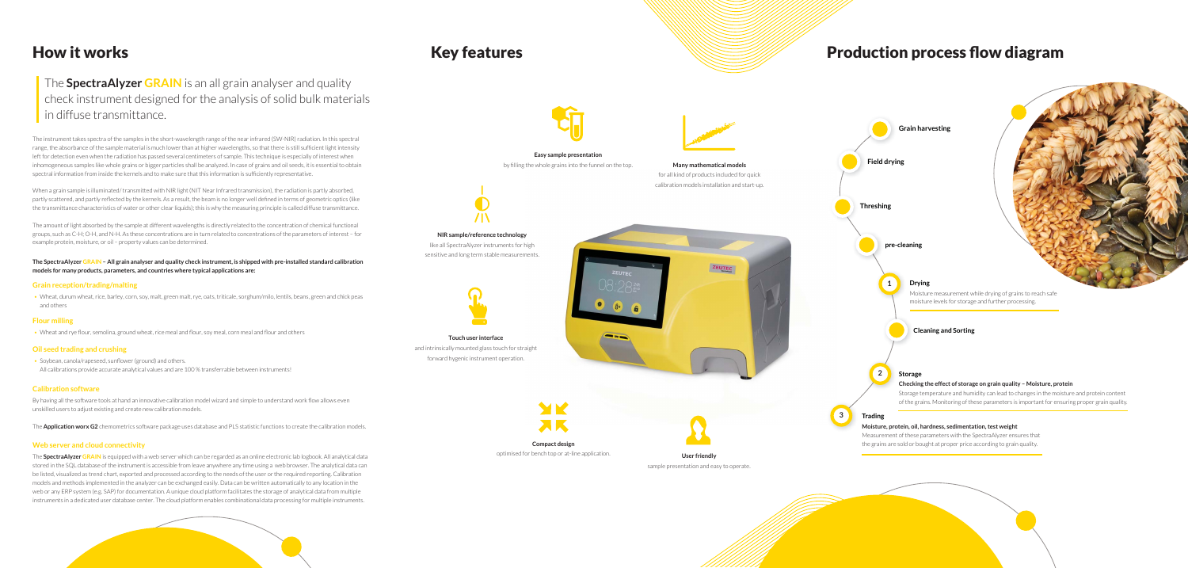# How it works

The **SpectraAlyzer GRAIN** is an all grain analyser and quality check instrument designed for the analysis of solid bulk materials in diffuse transmittance.

The instrument takes spectra of the samples in the short-wavelength range of the near infrared (SW-NIR) radiation. In this spectral range, the absorbance of the sample material is much lower than at higher wavelengths, so that there is still sufficient light intensity left for detection even when the radiation has passed several centimeters of sample. This technique is especially of interest when inhomogeneous samples like whole grains or bigger particles shall be analyzed. In case of grains and oil seeds, it is essential to obtain spectral information from inside the kernels and to make sure that this information is sufficiently representative.

When a grain sample is illuminated/ transmitted with NIR light (NIT Near Infrared transmission), the radiation is partly absorbed, partly scattered, and partly reflected by the kernels. As a result, the beam is no longer well defined in terms of geometric optics (like the transmittance characteristics of water or other clear liquids); this is why the measuring principle is called diffuse transmittance.

The amount of light absorbed by the sample at different wavelengths is directly related to the concentration of chemical functional groups, such as C-H; O-H, and N-H. As these concentrations are in turn related to concentrations of the parameters of interest – for example protein, moisture, or oil – property values can be determined.

**The SpectraAlyzer GRAIN – All grain analyser and quality check instrument, is shipped with pre-installed standard calibration models for many products, parameters, and countries where typical applications are:**

### Grain reception/trading/malting

- Wheat, durum wheat, rice, barley, corn, soy, malt, green malt, rye, oats, triticale, sorghum/milo, lentils, beans, green and chick peas and others

### Flour milling

- Wheat and rye flour, semolina, ground wheat, rice meal and flour, soy meal, corn meal and flour and others

### Oil seed trading and crushing

- Soybean, canola/rapeseed, sunflower (ground) and others.
  All calibrations provide accurate analytical values and are 100 % transferrable between instruments!

### Calibration software

By having all the software tools at hand an innovative calibration model wizard and simple to understand work flow allows even unskilled users to adjust existing and create new calibration models.

The **Application worx G2** chemometrics software package uses database and PLS statistic functions to create the calibration models.

### Web server and cloud connectivity

The **SpectraAlyzer GRAIN** is equipped with a web server which can be regarded as an online electronic lab logbook. All analytical data stored in the SQL database of the instrument is accessible from leave anywhere any time using a web browser. The analytical data can be listed, visualized as trend chart, exported and processed according to the needs of the user or the required reporting. Calibration models and methods implemented in the analyzer can be exchanged easily. Data can be written automatically to any location in the web or any ERP system (e.g. SAP) for documentation. A unique cloud platform facilitates the storage of analytical data from multiple instruments in a dedicated user database center. The cloud platform enables combinational data processing for multiple instruments.

# Key features

**Easy sample presentation**
by filling the whole grains into the funnel on the top.

**Many mathematical models**
for all kind of products included for quick calibration models installation and start-up.

**NIR sample/reference technology**
like all SpectraAlyzer instruments for high sensitive and long term stable measurements.

**Touch user interface**
and intrinsically mounted glass touch for straight forward hygenic instrument operation.

**Compact design**
optimised for bench top or at-line application.

**User friendly**
sample presentation and easy to operate.

# Production process flow diagram

Grain harvesting

Field drying

Threshing

pre-cleaning

1 **Drying**
Moisture measurement while drying of grains to reach safe moisture levels for storage and further processing.

Cleaning and Sorting

2 **Storage**
**Checking the effect of storage on grain quality – Moisture, protein**
Storage temperature and humidity can lead to changes in the moisture and protein content of the grains. Monitoring of these parameters is important for ensuring proper grain quality.

3 **Trading**
**Moisture, protein, oil, hardness, sedimentation, test weight**
Measurement of these parameters with the SpectraAlyzer ensures that the grains are sold or bought at proper price according to grain quality.